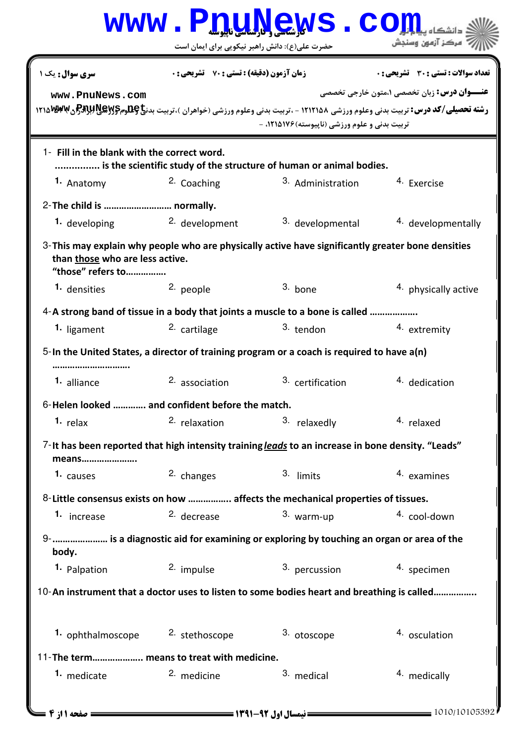کارشناسی و کارشناسی ناپیوسته

حضرت علی(ع): دانش راهبر نیکویی برای ایمان است

دانشگاه پیام نور
مرکز آزمون وسنجش

| سری سوال: یک ۱ | زمان آزمون (دقیقه) : تستی : ۷۰ تشریحی : ۰ | تعداد سوالات : تستی : ۳۰ تشریحی : ۰ |
|---|---|---|

**عنـــوان درس:** زبان تخصصی ۱،متون خارجی تخصصی

**رشته تحصیلی/کد درس:** تربیت بدنی وعلوم ورزشی ۱۲۱۲۱۵۸ - ،تربیت بدنی وعلوم ورزشی (خواهران )،تربیت بدنی وعلوم ورزشی (برادران )۱۲۱۵۰۴۷ تربیت بدنی و علوم ورزشی (ناپیوسته)۱۲۱۵۱۷۶، -

1- **Fill in the blank with the correct word.**
**................ is the scientific study of the structure of human or animal bodies.**

1. Anatomy
2. Coaching
3. Administration
4. Exercise

2- **The child is ......................... normally.**

1. developing
2. development
3. developmental
4. developmentally

3- **This may explain why people who are physically active have significantly greater bone densities than <u>those</u> who are less active.**
**"those" refers to................**

1. densities
2. people
3. bone
4. physically active

4- **A strong band of tissue in a body that joints a muscle to a bone is called ..................**

1. ligament
2. cartilage
3. tendon
4. extremity

5- **In the United States, a director of training program or a coach is required to have a(n) ..............................**

1. alliance
2. association
3. certification
4. dedication

6- **Helen looked ............ and confident before the match.**

1. relax
2. relaxation
3. relaxedly
4. relaxed

7- **It has been reported that high intensity training *<u>leads</u>* to an increase in bone density. "Leads" means.....................**

1. causes
2. changes
3. limits
4. examines

8- **Little consensus exists on how ................ affects the mechanical properties of tissues.**

1. increase
2. decrease
3. warm-up
4. cool-down

9- **..................... is a diagnostic aid for examining or exploring by touching an organ or area of the body.**

1. Palpation
2. impulse
3. percussion
4. specimen

10- **An instrument that a doctor uses to listen to some bodies heart and breathing is called................**

1. ophthalmoscope
2. stethoscope
3. otoscope
4. osculation

11- **The term.................... means to treat with medicine.**

1. medicate
2. medicine
3. medical
4. medically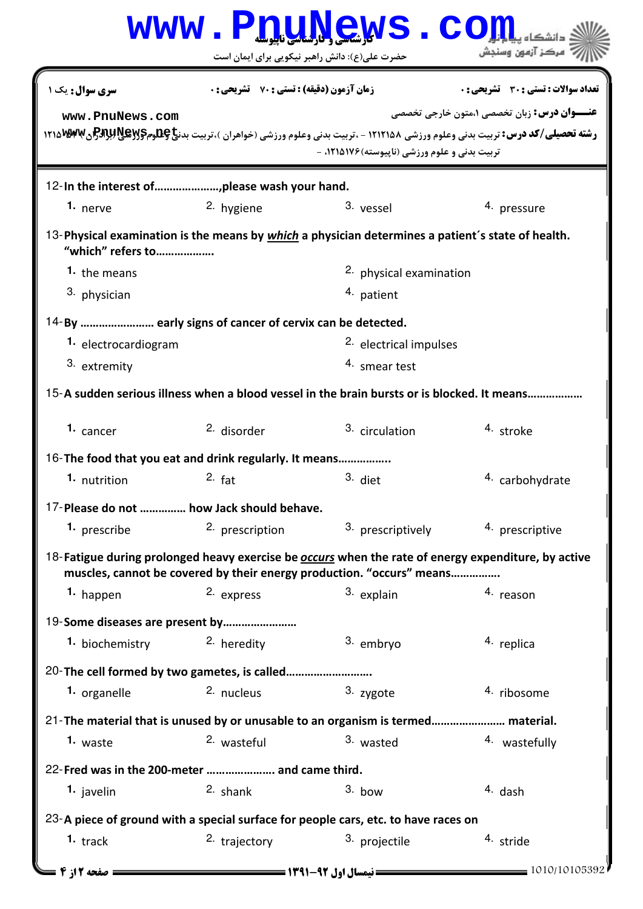12-**In the interest of…………………,please wash your hand.**

1. nerve
2. hygiene
3. vessel
4. pressure

13-**Physical examination is the means by *which* a physician determines a patient´s state of health. "which" refers to……………….**

1. the means
2. physical examination
3. physician
4. patient

14-**By …………………… early signs of cancer of cervix can be detected.**

1. electrocardiogram
2. electrical impulses
3. extremity
4. smear test

15-**A sudden serious illness when a blood vessel in the brain bursts or is blocked. It means……………..**

1. cancer
2. disorder
3. circulation
4. stroke

16-**The food that you eat and drink regularly. It means……………..**

1. nutrition
2. fat
3. diet
4. carbohydrate

17-**Please do not …………… how Jack should behave.**

1. prescribe
2. prescription
3. prescriptively
4. prescriptive

18-**Fatigue during prolonged heavy exercise be *occurs* when the rate of energy expenditure, by active muscles, cannot be covered by their energy production. "occurs" means……………**

1. happen
2. express
3. explain
4. reason

19-**Some diseases are present by……………………**

1. biochemistry
2. heredity
3. embryo
4. replica

20-**The cell formed by two gametes, is called……………………….**

1. organelle
2. nucleus
3. zygote
4. ribosome

21-**The material that is unused by or unusable to an organism is termed…………………… material.**

1. waste
2. wasteful
3. wasted
4. wastefully

22-**Fred was in the 200-meter …………………. and came third.**

1. javelin
2. shank
3. bow
4. dash

23-**A piece of ground with a special surface for people cars, etc. to have races on**

1. track
2. trajectory
3. projectile
4. stride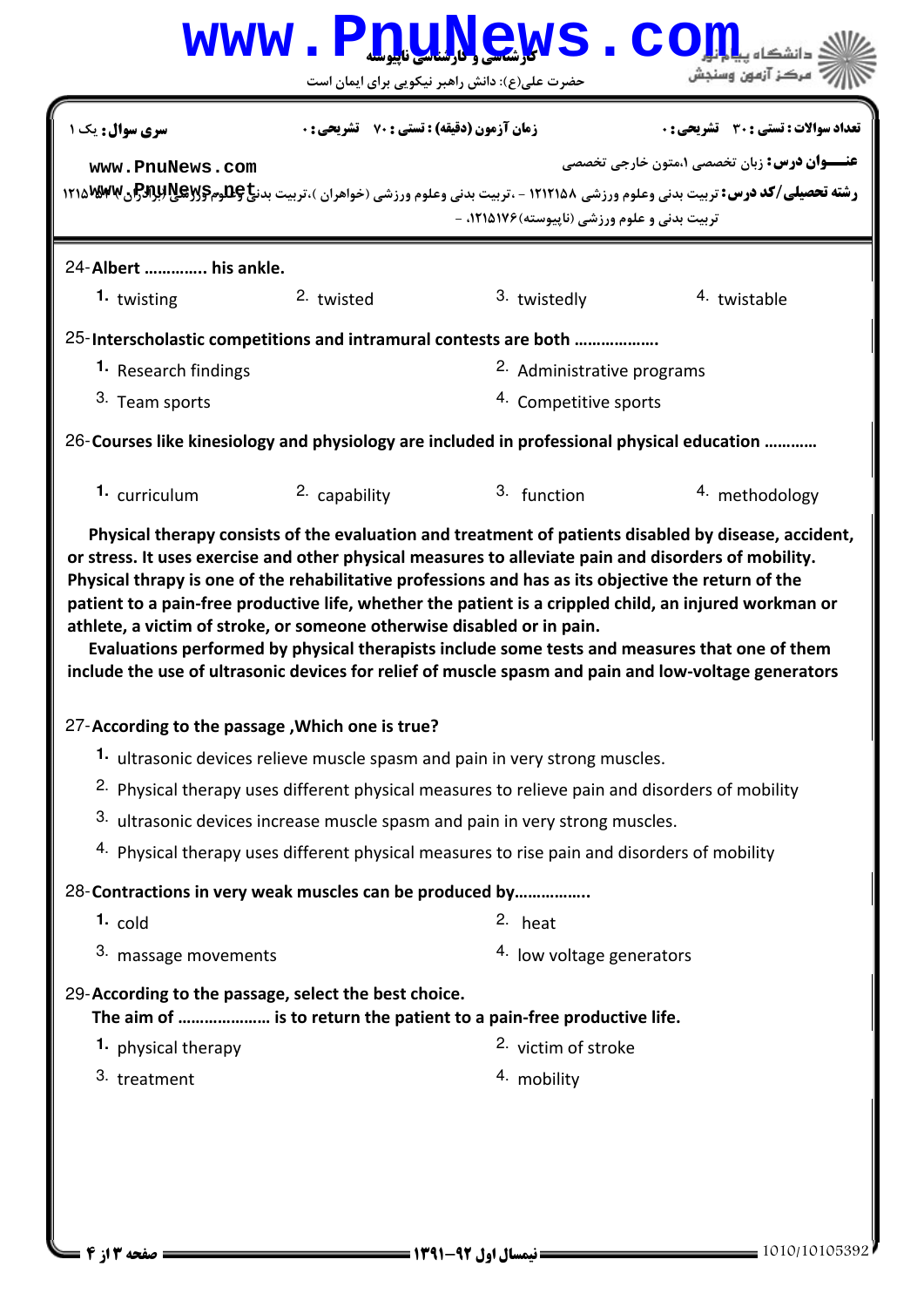24-**Albert ………….. his ankle.**

1. twisting
2. twisted
3. twistedly
4. twistable

25-**Interscholastic competitions and intramural contests are both ………………..**

1. Research findings
2. Administrative programs
3. Team sports
4. Competitive sports

26-**Courses like kinesiology and physiology are included in professional physical education …………**

1. curriculum
2. capability
3. function
4. methodology

**Physical therapy consists of the evaluation and treatment of patients disabled by disease, accident, or stress. It uses exercise and other physical measures to alleviate pain and disorders of mobility. Physical thrapy is one of the rehabilitative professions and has as its objective the return of the patient to a pain-free productive life, whether the patient is a crippled child, an injured workman or athlete, a victim of stroke, or someone otherwise disabled or in pain.**

**Evaluations performed by physical therapists include some tests and measures that one of them include the use of ultrasonic devices for relief of muscle spasm and pain and low-voltage generators**

27-**According to the passage ,Which one is true?**

1. ultrasonic devices relieve muscle spasm and pain in very strong muscles.
2. Physical therapy uses different physical measures to relieve pain and disorders of mobility
3. ultrasonic devices increase muscle spasm and pain in very strong muscles.
4. Physical therapy uses different physical measures to rise pain and disorders of mobility

28-**Contractions in very weak muscles can be produced by……………..**

1. cold
2. heat
3. massage movements
4. low voltage generators

29-**According to the passage, select the best choice.**
**The aim of ………………… is to return the patient to a pain-free productive life.**

1. physical therapy
2. victim of stroke
3. treatment
4. mobility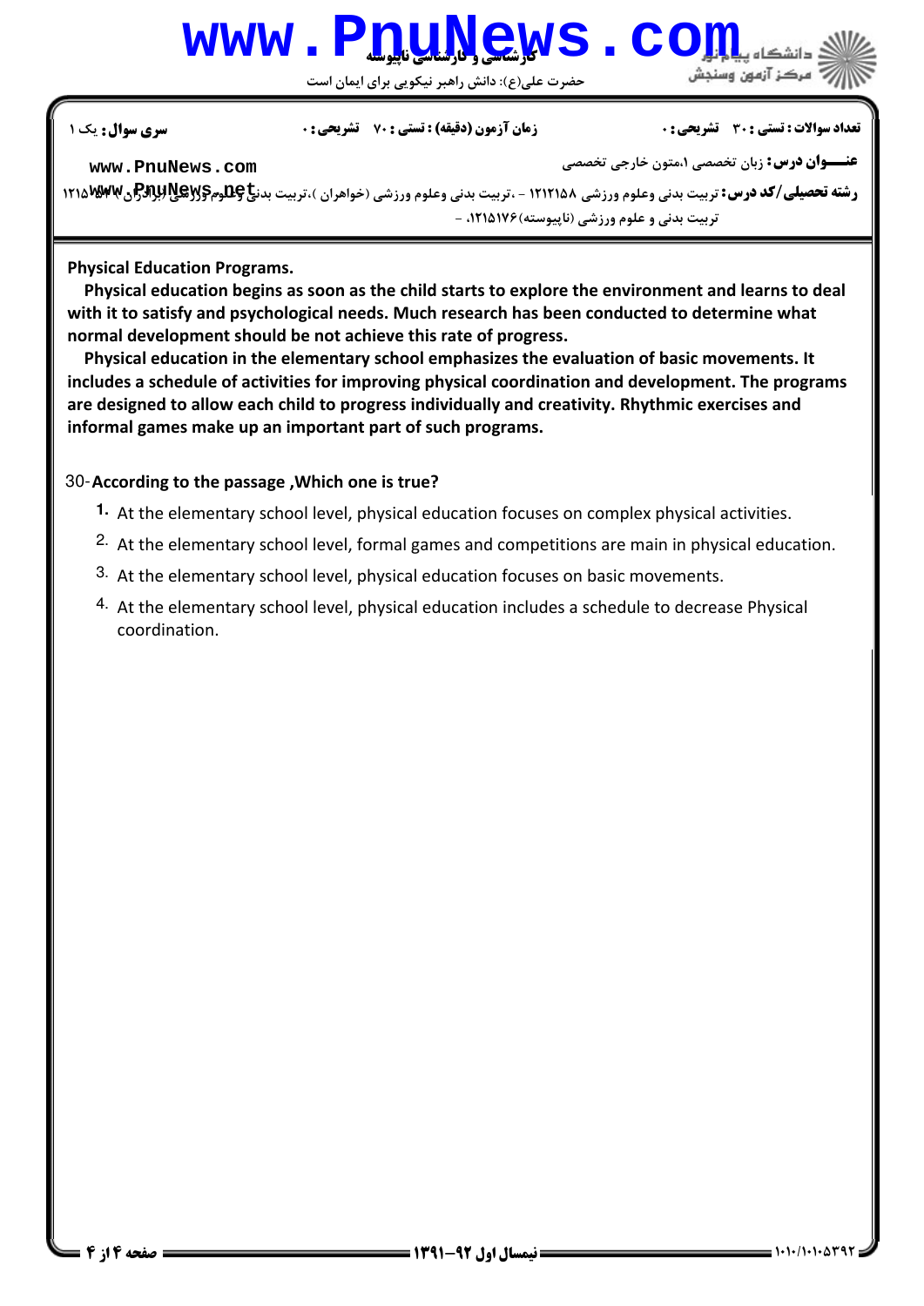Physical Education Programs.

Physical education begins as soon as the child starts to explore the environment and learns to deal with it to satisfy and psychological needs. Much research has been conducted to determine what normal development should be not achieve this rate of progress.

Physical education in the elementary school emphasizes the evaluation of basic movements. It includes a schedule of activities for improving physical coordination and development. The programs are designed to allow each child to progress individually and creativity. Rhythmic exercises and informal games make up an important part of such programs.

30-**According to the passage ,Which one is true?**

1. At the elementary school level, physical education focuses on complex physical activities.
2. At the elementary school level, formal games and competitions are main in physical education.
3. At the elementary school level, physical education focuses on basic movements.
4. At the elementary school level, physical education includes a schedule to decrease Physical coordination.